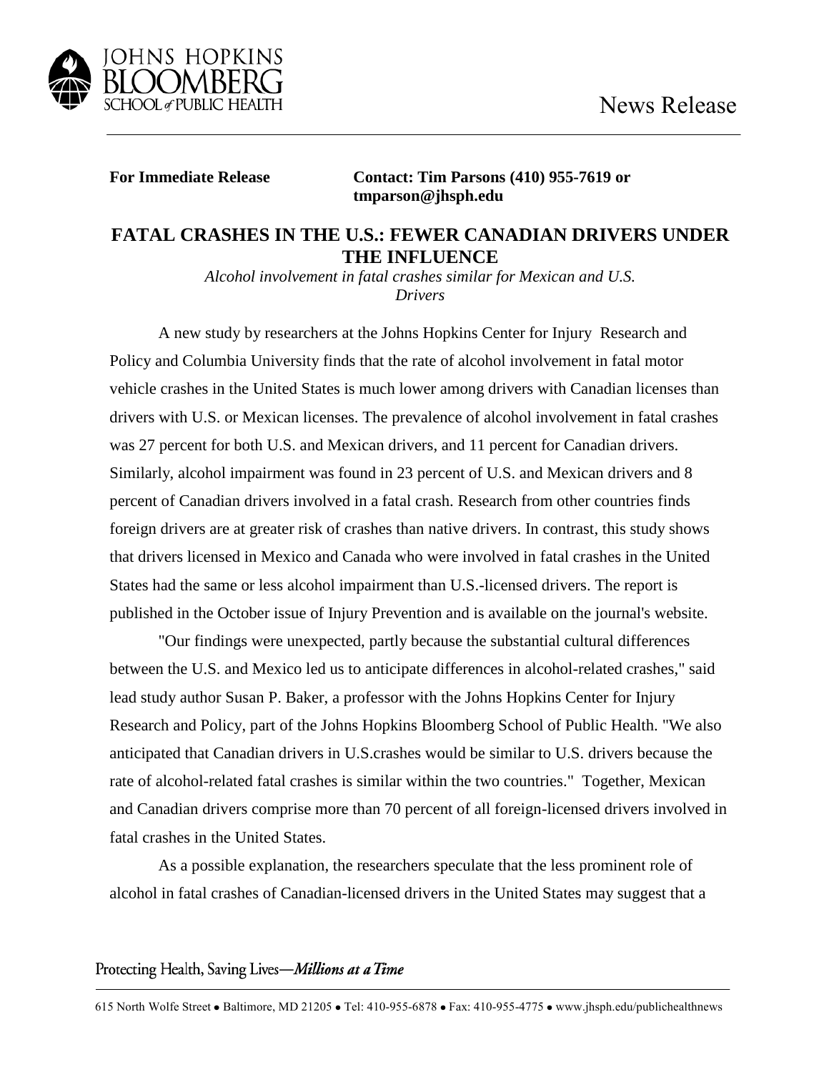JOHNS HOPKINS BLOOMBERG SCHOOL *of* PUBLIC HEALTH

News Release

**For Immediate Release** **Contact: Tim Parsons (410) 955-7619 or tmparson@jhsph.edu**

# FATAL CRASHES IN THE U.S.: FEWER CANADIAN DRIVERS UNDER THE INFLUENCE

*Alcohol involvement in fatal crashes similar for Mexican and U.S. Drivers*

A new study by researchers at the Johns Hopkins Center for Injury Research and Policy and Columbia University finds that the rate of alcohol involvement in fatal motor vehicle crashes in the United States is much lower among drivers with Canadian licenses than drivers with U.S. or Mexican licenses. The prevalence of alcohol involvement in fatal crashes was 27 percent for both U.S. and Mexican drivers, and 11 percent for Canadian drivers. Similarly, alcohol impairment was found in 23 percent of U.S. and Mexican drivers and 8 percent of Canadian drivers involved in a fatal crash. Research from other countries finds foreign drivers are at greater risk of crashes than native drivers. In contrast, this study shows that drivers licensed in Mexico and Canada who were involved in fatal crashes in the United States had the same or less alcohol impairment than U.S.-licensed drivers. The report is published in the October issue of Injury Prevention and is available on the journal's website.

"Our findings were unexpected, partly because the substantial cultural differences between the U.S. and Mexico led us to anticipate differences in alcohol-related crashes," said lead study author Susan P. Baker, a professor with the Johns Hopkins Center for Injury Research and Policy, part of the Johns Hopkins Bloomberg School of Public Health. "We also anticipated that Canadian drivers in U.S.crashes would be similar to U.S. drivers because the rate of alcohol-related fatal crashes is similar within the two countries." Together, Mexican and Canadian drivers comprise more than 70 percent of all foreign-licensed drivers involved in fatal crashes in the United States.

As a possible explanation, the researchers speculate that the less prominent role of alcohol in fatal crashes of Canadian-licensed drivers in the United States may suggest that a

Protecting Health, Saving Lives—*Millions at a Time*

615 North Wolfe Street • Baltimore, MD 21205 • Tel: 410-955-6878 • Fax: 410-955-4775 • www.jhsph.edu/publichealthnews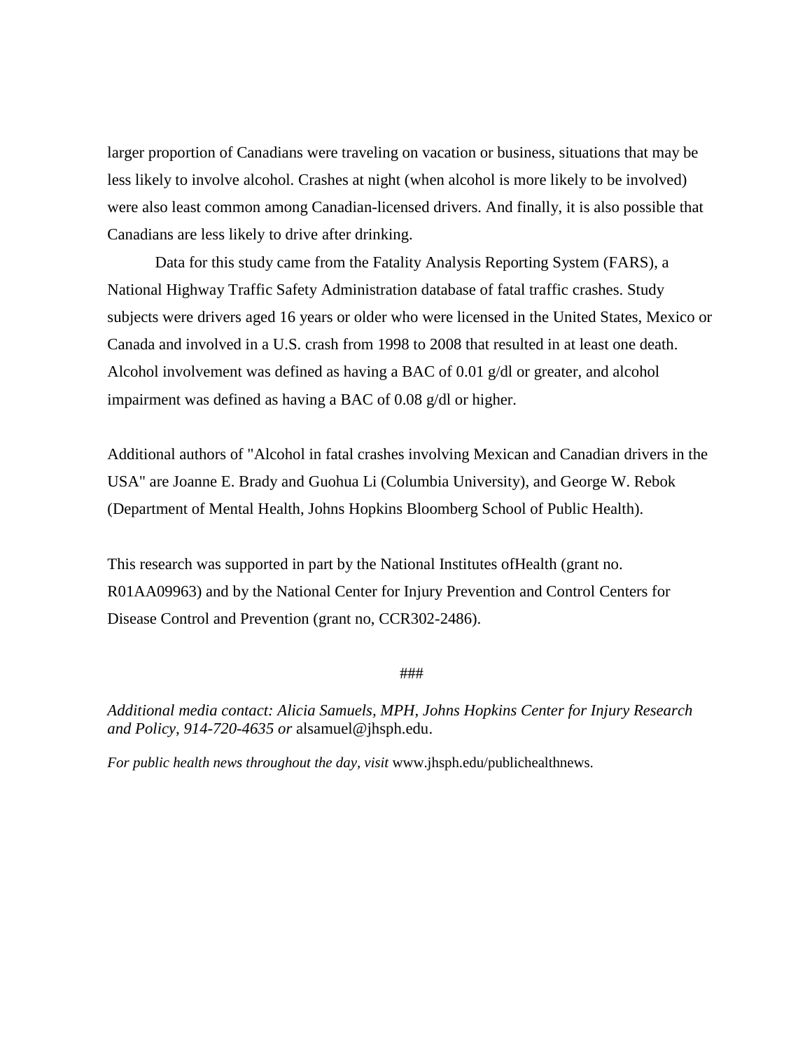larger proportion of Canadians were traveling on vacation or business, situations that may be less likely to involve alcohol. Crashes at night (when alcohol is more likely to be involved) were also least common among Canadian-licensed drivers. And finally, it is also possible that Canadians are less likely to drive after drinking.

Data for this study came from the Fatality Analysis Reporting System (FARS), a National Highway Traffic Safety Administration database of fatal traffic crashes. Study subjects were drivers aged 16 years or older who were licensed in the United States, Mexico or Canada and involved in a U.S. crash from 1998 to 2008 that resulted in at least one death. Alcohol involvement was defined as having a BAC of 0.01 g/dl or greater, and alcohol impairment was defined as having a BAC of 0.08 g/dl or higher.

Additional authors of "Alcohol in fatal crashes involving Mexican and Canadian drivers in the USA" are Joanne E. Brady and Guohua Li (Columbia University), and George W. Rebok (Department of Mental Health, Johns Hopkins Bloomberg School of Public Health).

This research was supported in part by the National Institutes ofHealth (grant no. R01AA09963) and by the National Center for Injury Prevention and Control Centers for Disease Control and Prevention (grant no, CCR302-2486).

###

*Additional media contact: Alicia Samuels, MPH, Johns Hopkins Center for Injury Research and Policy, 914-720-4635 or* alsamuel@jhsph.edu.

*For public health news throughout the day, visit* www.jhsph.edu/publichealthnews.